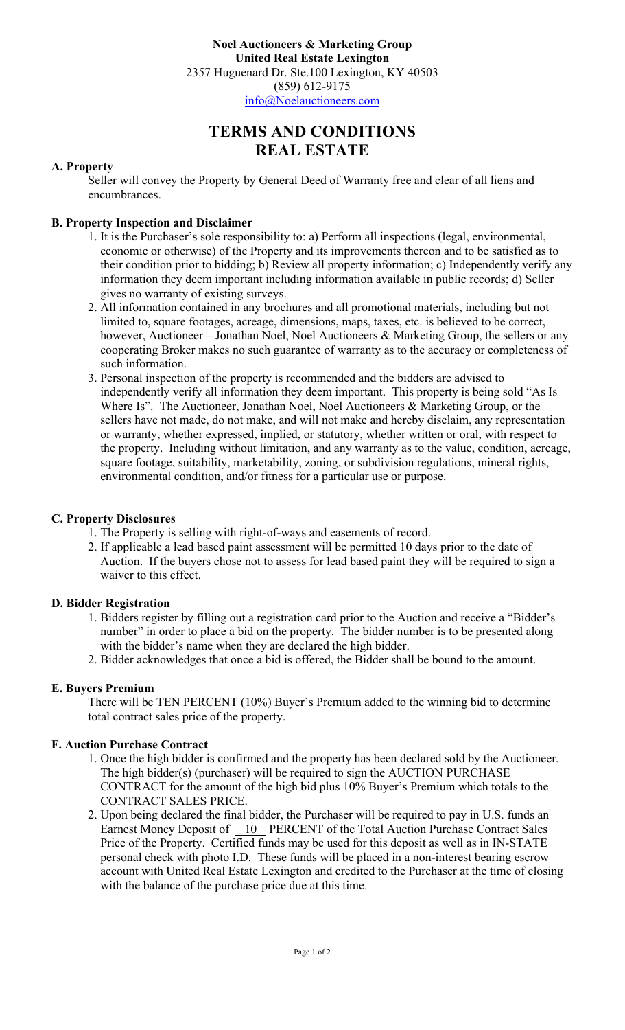**Noel Auctioneers & Marketing Group**
**United Real Estate Lexington**
2357 Huguenard Dr. Ste.100 Lexington, KY 40503
(859) 612-9175
info@Noelauctioneers.com

# TERMS AND CONDITIONS
# REAL ESTATE

### A. Property

Seller will convey the Property by General Deed of Warranty free and clear of all liens and encumbrances.

### B. Property Inspection and Disclaimer

1. It is the Purchaser's sole responsibility to: a) Perform all inspections (legal, environmental, economic or otherwise) of the Property and its improvements thereon and to be satisfied as to their condition prior to bidding; b) Review all property information; c) Independently verify any information they deem important including information available in public records; d) Seller gives no warranty of existing surveys.
2. All information contained in any brochures and all promotional materials, including but not limited to, square footages, acreage, dimensions, maps, taxes, etc. is believed to be correct, however, Auctioneer – Jonathan Noel, Noel Auctioneers & Marketing Group, the sellers or any cooperating Broker makes no such guarantee of warranty as to the accuracy or completeness of such information.
3. Personal inspection of the property is recommended and the bidders are advised to independently verify all information they deem important. This property is being sold "As Is Where Is". The Auctioneer, Jonathan Noel, Noel Auctioneers & Marketing Group, or the sellers have not made, do not make, and will not make and hereby disclaim, any representation or warranty, whether expressed, implied, or statutory, whether written or oral, with respect to the property. Including without limitation, and any warranty as to the value, condition, acreage, square footage, suitability, marketability, zoning, or subdivision regulations, mineral rights, environmental condition, and/or fitness for a particular use or purpose.

### C. Property Disclosures

1. The Property is selling with right-of-ways and easements of record.
2. If applicable a lead based paint assessment will be permitted 10 days prior to the date of Auction. If the buyers chose not to assess for lead based paint they will be required to sign a waiver to this effect.

### D. Bidder Registration

1. Bidders register by filling out a registration card prior to the Auction and receive a "Bidder's number" in order to place a bid on the property. The bidder number is to be presented along with the bidder's name when they are declared the high bidder.
2. Bidder acknowledges that once a bid is offered, the Bidder shall be bound to the amount.

### E. Buyers Premium

There will be TEN PERCENT (10%) Buyer's Premium added to the winning bid to determine total contract sales price of the property.

### F. Auction Purchase Contract

1. Once the high bidder is confirmed and the property has been declared sold by the Auctioneer. The high bidder(s) (purchaser) will be required to sign the AUCTION PURCHASE CONTRACT for the amount of the high bid plus 10% Buyer's Premium which totals to the CONTRACT SALES PRICE.
2. Upon being declared the final bidder, the Purchaser will be required to pay in U.S. funds an Earnest Money Deposit of __10__ PERCENT of the Total Auction Purchase Contract Sales Price of the Property. Certified funds may be used for this deposit as well as in IN-STATE personal check with photo I.D. These funds will be placed in a non-interest bearing escrow account with United Real Estate Lexington and credited to the Purchaser at the time of closing with the balance of the purchase price due at this time.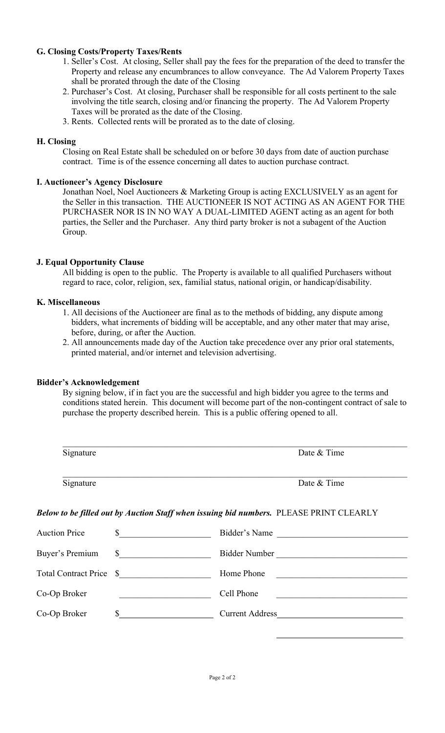### G. Closing Costs/Property Taxes/Rents

1. Seller's Cost. At closing, Seller shall pay the fees for the preparation of the deed to transfer the Property and release any encumbrances to allow conveyance. The Ad Valorem Property Taxes shall be prorated through the date of the Closing
2. Purchaser's Cost. At closing, Purchaser shall be responsible for all costs pertinent to the sale involving the title search, closing and/or financing the property. The Ad Valorem Property Taxes will be prorated as the date of the Closing.
3. Rents. Collected rents will be prorated as to the date of closing.

### H. Closing

Closing on Real Estate shall be scheduled on or before 30 days from date of auction purchase contract. Time is of the essence concerning all dates to auction purchase contract.

### I. Auctioneer's Agency Disclosure

Jonathan Noel, Noel Auctioneers & Marketing Group is acting EXCLUSIVELY as an agent for the Seller in this transaction. THE AUCTIONEER IS NOT ACTING AS AN AGENT FOR THE PURCHASER NOR IS IN NO WAY A DUAL-LIMITED AGENT acting as an agent for both parties, the Seller and the Purchaser. Any third party broker is not a subagent of the Auction Group.

### J. Equal Opportunity Clause

All bidding is open to the public. The Property is available to all qualified Purchasers without regard to race, color, religion, sex, familial status, national origin, or handicap/disability.

### K. Miscellaneous

1. All decisions of the Auctioneer are final as to the methods of bidding, any dispute among bidders, what increments of bidding will be acceptable, and any other mater that may arise, before, during, or after the Auction.
2. All announcements made day of the Auction take precedence over any prior oral statements, printed material, and/or internet and television advertising.

### Bidder's Acknowledgement

By signing below, if in fact you are the successful and high bidder you agree to the terms and conditions stated herein. This document will become part of the non-contingent contract of sale to purchase the property described herein. This is a public offering opened to all.

Signature ______________________________ Date & Time ______________

Signature ______________________________ Date & Time ______________

***Below to be filled out by Auction Staff when issuing bid numbers.*** PLEASE PRINT CLEARLY

| | | | |
|---|---|---|---|
| Auction Price | $ | Bidder's Name | |
| Buyer's Premium | $ | Bidder Number | |
| Total Contract Price | $ | Home Phone | |
| Co-Op Broker | | Cell Phone | |
| Co-Op Broker | $ | Current Address | |